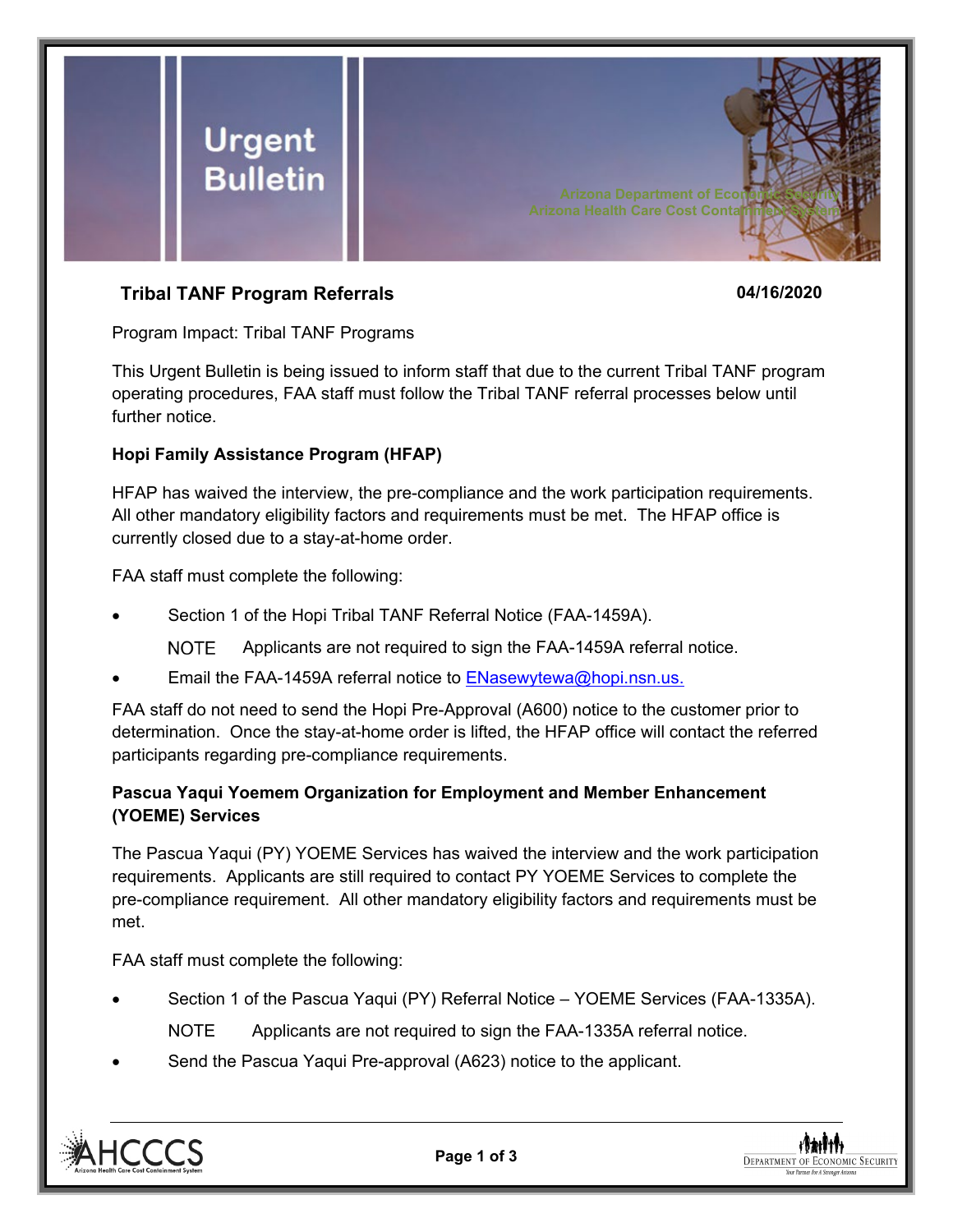# Urgent Bulletin

Arizona Department of Economic Security
Arizona Health Care Cost Containment System

## Tribal TANF Program Referrals

**04/16/2020**

Program Impact: Tribal TANF Programs

This Urgent Bulletin is being issued to inform staff that due to the current Tribal TANF program operating procedures, FAA staff must follow the Tribal TANF referral processes below until further notice.

### Hopi Family Assistance Program (HFAP)

HFAP has waived the interview, the pre-compliance and the work participation requirements. All other mandatory eligibility factors and requirements must be met. The HFAP office is currently closed due to a stay-at-home order.

FAA staff must complete the following:

- Section 1 of the Hopi Tribal TANF Referral Notice (FAA-1459A).

  NOTE Applicants are not required to sign the FAA-1459A referral notice.

- Email the FAA-1459A referral notice to ENasewytewa@hopi.nsn.us.

FAA staff do not need to send the Hopi Pre-Approval (A600) notice to the customer prior to determination. Once the stay-at-home order is lifted, the HFAP office will contact the referred participants regarding pre-compliance requirements.

### Pascua Yaqui Yoemem Organization for Employment and Member Enhancement (YOEME) Services

The Pascua Yaqui (PY) YOEME Services has waived the interview and the work participation requirements. Applicants are still required to contact PY YOEME Services to complete the pre-compliance requirement. All other mandatory eligibility factors and requirements must be met.

FAA staff must complete the following:

- Section 1 of the Pascua Yaqui (PY) Referral Notice – YOEME Services (FAA-1335A).

  NOTE Applicants are not required to sign the FAA-1335A referral notice.

- Send the Pascua Yaqui Pre-approval (A623) notice to the applicant.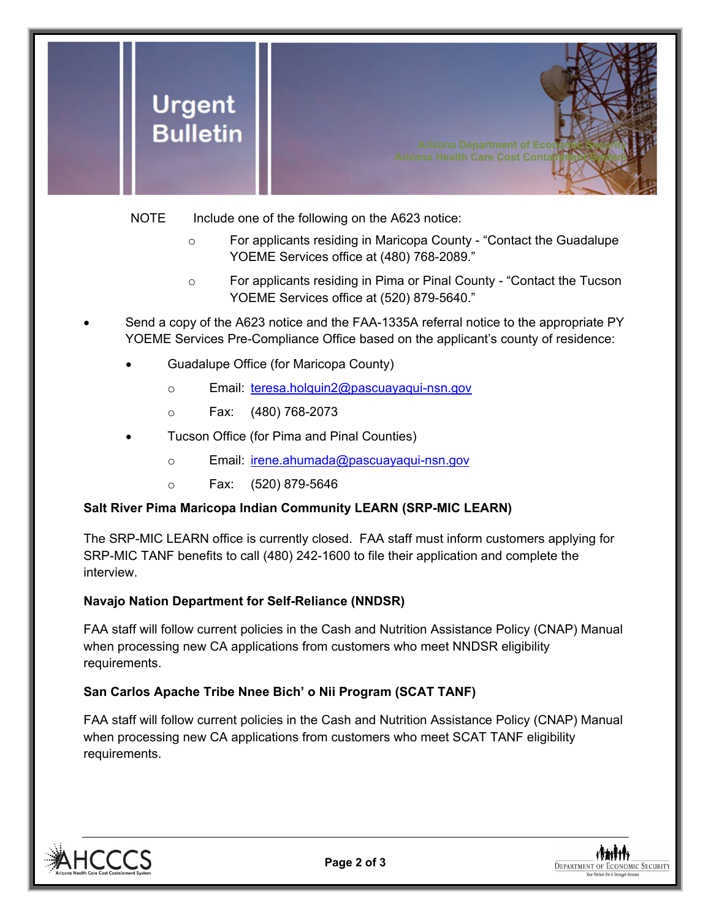NOTE Include one of the following on the A623 notice:

- For applicants residing in Maricopa County - "Contact the Guadalupe YOEME Services office at (480) 768-2089."
- For applicants residing in Pima or Pinal County - "Contact the Tucson YOEME Services office at (520) 879-5640."

- Send a copy of the A623 notice and the FAA-1335A referral notice to the appropriate PY YOEME Services Pre-Compliance Office based on the applicant's county of residence:
  - Guadalupe Office (for Maricopa County)
    - Email: teresa.holquin2@pascuayaqui-nsn.gov
    - Fax: (480) 768-2073
  - Tucson Office (for Pima and Pinal Counties)
    - Email: irene.ahumada@pascuayaqui-nsn.gov
    - Fax: (520) 879-5646

**Salt River Pima Maricopa Indian Community LEARN (SRP-MIC LEARN)**

The SRP-MIC LEARN office is currently closed. FAA staff must inform customers applying for SRP-MIC TANF benefits to call (480) 242-1600 to file their application and complete the interview.

**Navajo Nation Department for Self-Reliance (NNDSR)**

FAA staff will follow current policies in the Cash and Nutrition Assistance Policy (CNAP) Manual when processing new CA applications from customers who meet NNDSR eligibility requirements.

**San Carlos Apache Tribe Nnee Bich' o Nii Program (SCAT TANF)**

FAA staff will follow current policies in the Cash and Nutrition Assistance Policy (CNAP) Manual when processing new CA applications from customers who meet SCAT TANF eligibility requirements.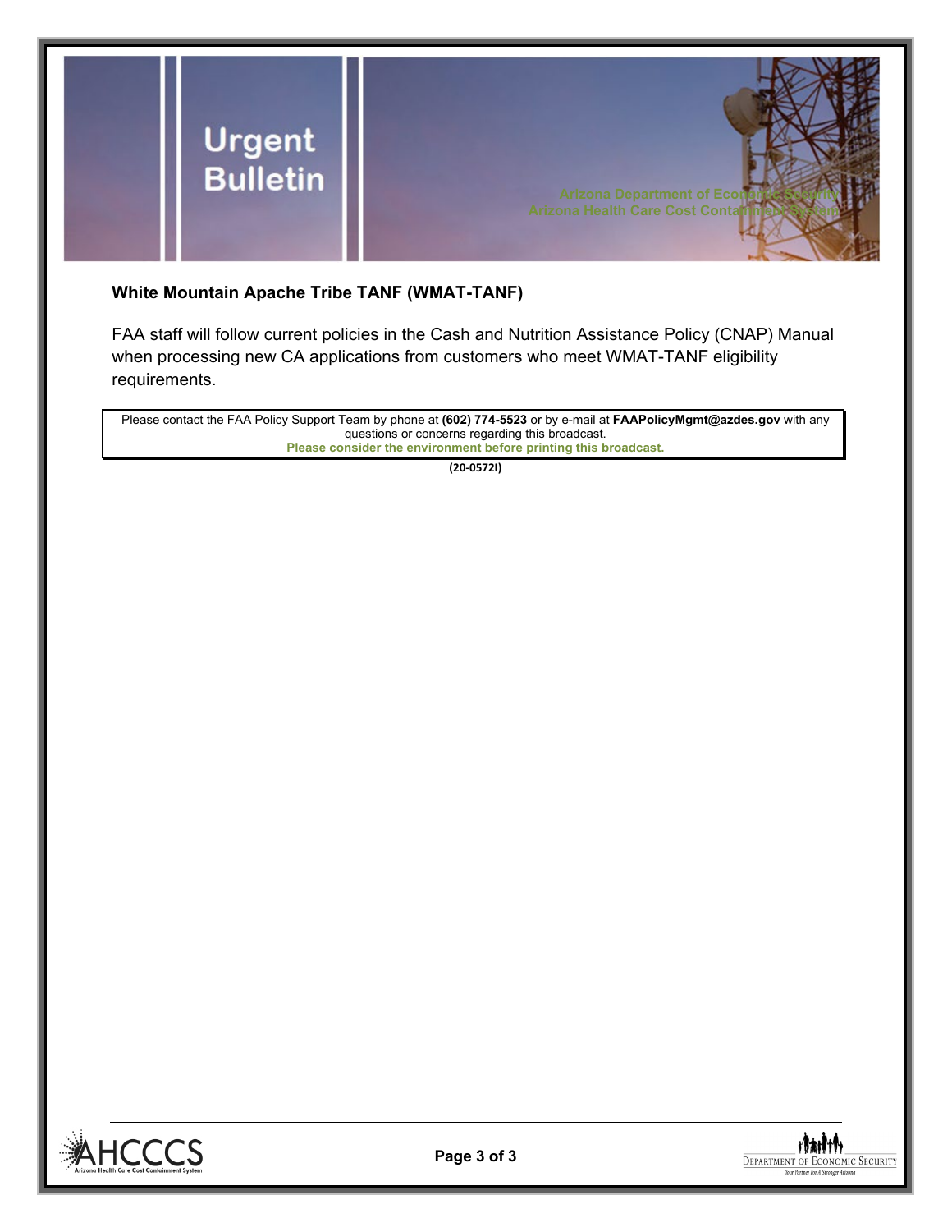**White Mountain Apache Tribe TANF (WMAT-TANF)**

FAA staff will follow current policies in the Cash and Nutrition Assistance Policy (CNAP) Manual when processing new CA applications from customers who meet WMAT-TANF eligibility requirements.

Please contact the FAA Policy Support Team by phone at **(602) 774-5523** or by e-mail at **FAAPolicyMgmt@azdes.gov** with any questions or concerns regarding this broadcast.
**Please consider the environment before printing this broadcast.**

**(20-0572I)**